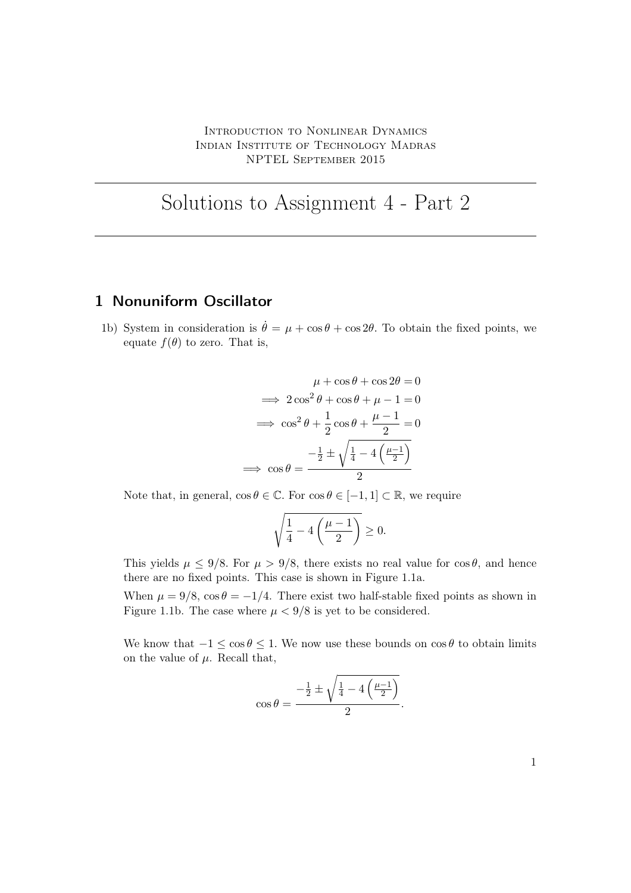Introduction to Nonlinear Dynamics
Indian Institute of Technology Madras
NPTEL September 2015

# Solutions to Assignment 4 - Part 2

## 1 Nonuniform Oscillator

1b) System in consideration is $\dot{\theta} = \mu + \cos\theta + \cos 2\theta$. To obtain the fixed points, we equate $f(\theta)$ to zero. That is,

$$
\begin{aligned}
\mu + \cos\theta + \cos 2\theta &= 0 \\
\implies 2\cos^2\theta + \cos\theta + \mu - 1 &= 0 \\
\implies \cos^2\theta + \frac{1}{2}\cos\theta + \frac{\mu - 1}{2} &= 0 \\
\implies \cos\theta &= \frac{-\frac{1}{2} \pm \sqrt{\frac{1}{4} - 4\left(\frac{\mu-1}{2}\right)}}{2}
\end{aligned}
$$

Note that, in general, $\cos\theta \in \mathbb{C}$. For $\cos\theta \in [-1, 1] \subset \mathbb{R}$, we require

$$
\sqrt{\frac{1}{4} - 4\left(\frac{\mu - 1}{2}\right)} \geq 0.
$$

This yields $\mu \leq 9/8$. For $\mu > 9/8$, there exists no real value for $\cos\theta$, and hence there are no fixed points. This case is shown in Figure 1.1a.

When $\mu = 9/8$, $\cos\theta = -1/4$. There exist two half-stable fixed points as shown in Figure 1.1b. The case where $\mu < 9/8$ is yet to be considered.

We know that $-1 \leq \cos\theta \leq 1$. We now use these bounds on $\cos\theta$ to obtain limits on the value of $\mu$. Recall that,

$$
\cos\theta = \frac{-\frac{1}{2} \pm \sqrt{\frac{1}{4} - 4\left(\frac{\mu-1}{2}\right)}}{2}.
$$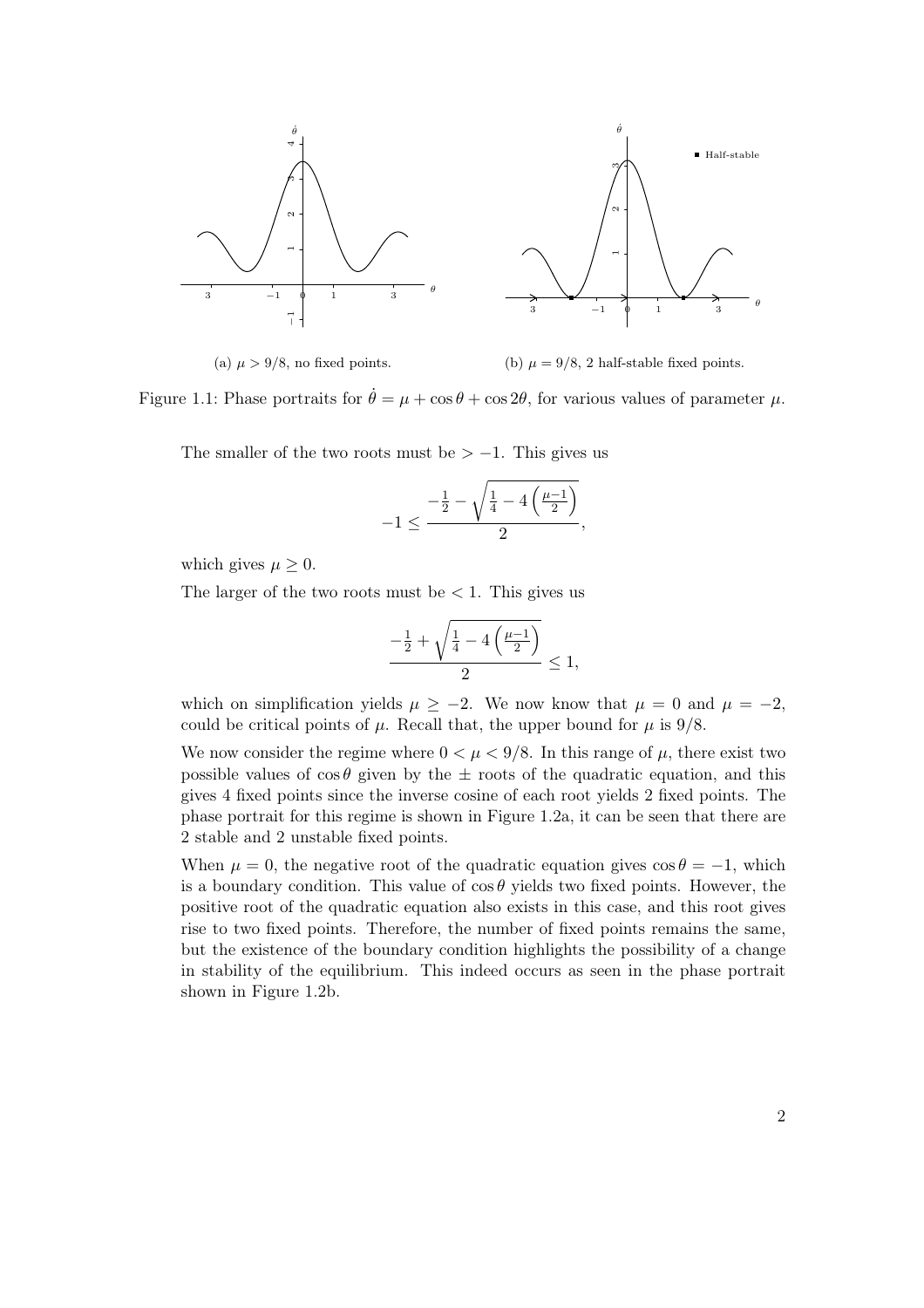(a) $\mu > 9/8$, no fixed points.

(b) $\mu = 9/8$, 2 half-stable fixed points.

Figure 1.1: Phase portraits for $\dot{\theta} = \mu + \cos\theta + \cos 2\theta$, for various values of parameter $\mu$.

The smaller of the two roots must be $> -1$. This gives us

$$-1 \leq \frac{-\frac{1}{2} - \sqrt{\frac{1}{4} - 4\left(\frac{\mu-1}{2}\right)}}{2},$$

which gives $\mu \geq 0$.

The larger of the two roots must be $< 1$. This gives us

$$\frac{-\frac{1}{2} + \sqrt{\frac{1}{4} - 4\left(\frac{\mu-1}{2}\right)}}{2} \leq 1,$$

which on simplification yields $\mu \geq -2$. We now know that $\mu = 0$ and $\mu = -2$, could be critical points of $\mu$. Recall that, the upper bound for $\mu$ is $9/8$.

We now consider the regime where $0 < \mu < 9/8$. In this range of $\mu$, there exist two possible values of $\cos\theta$ given by the $\pm$ roots of the quadratic equation, and this gives 4 fixed points since the inverse cosine of each root yields 2 fixed points. The phase portrait for this regime is shown in Figure 1.2a, it can be seen that there are 2 stable and 2 unstable fixed points.

When $\mu = 0$, the negative root of the quadratic equation gives $\cos\theta = -1$, which is a boundary condition. This value of $\cos\theta$ yields two fixed points. However, the positive root of the quadratic equation also exists in this case, and this root gives rise to two fixed points. Therefore, the number of fixed points remains the same, but the existence of the boundary condition highlights the possibility of a change in stability of the equilibrium. This indeed occurs as seen in the phase portrait shown in Figure 1.2b.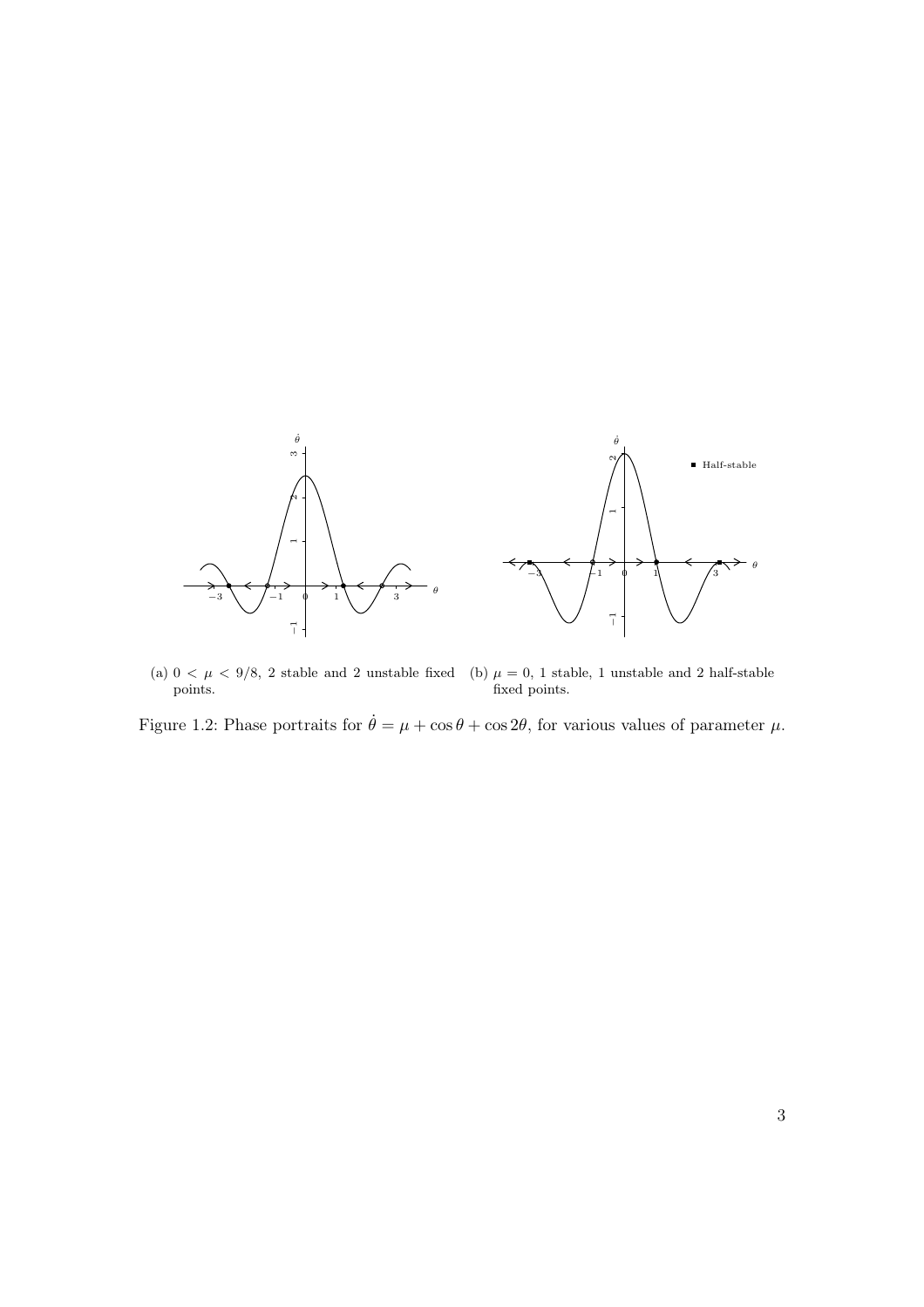$\dot{\theta}$

3

2

1

$-1$

$-3$ $-1$ 0 1 3 $\theta$

$\dot{\theta}$

2

1

$-1$

$-3$ $-1$ 0 1 3 $\theta$

Half-stable

(a) $0 < \mu < 9/8$, 2 stable and 2 unstable fixed points.

(b) $\mu = 0$, 1 stable, 1 unstable and 2 half-stable fixed points.

Figure 1.2: Phase portraits for $\dot{\theta} = \mu + \cos\theta + \cos 2\theta$, for various values of parameter $\mu$.